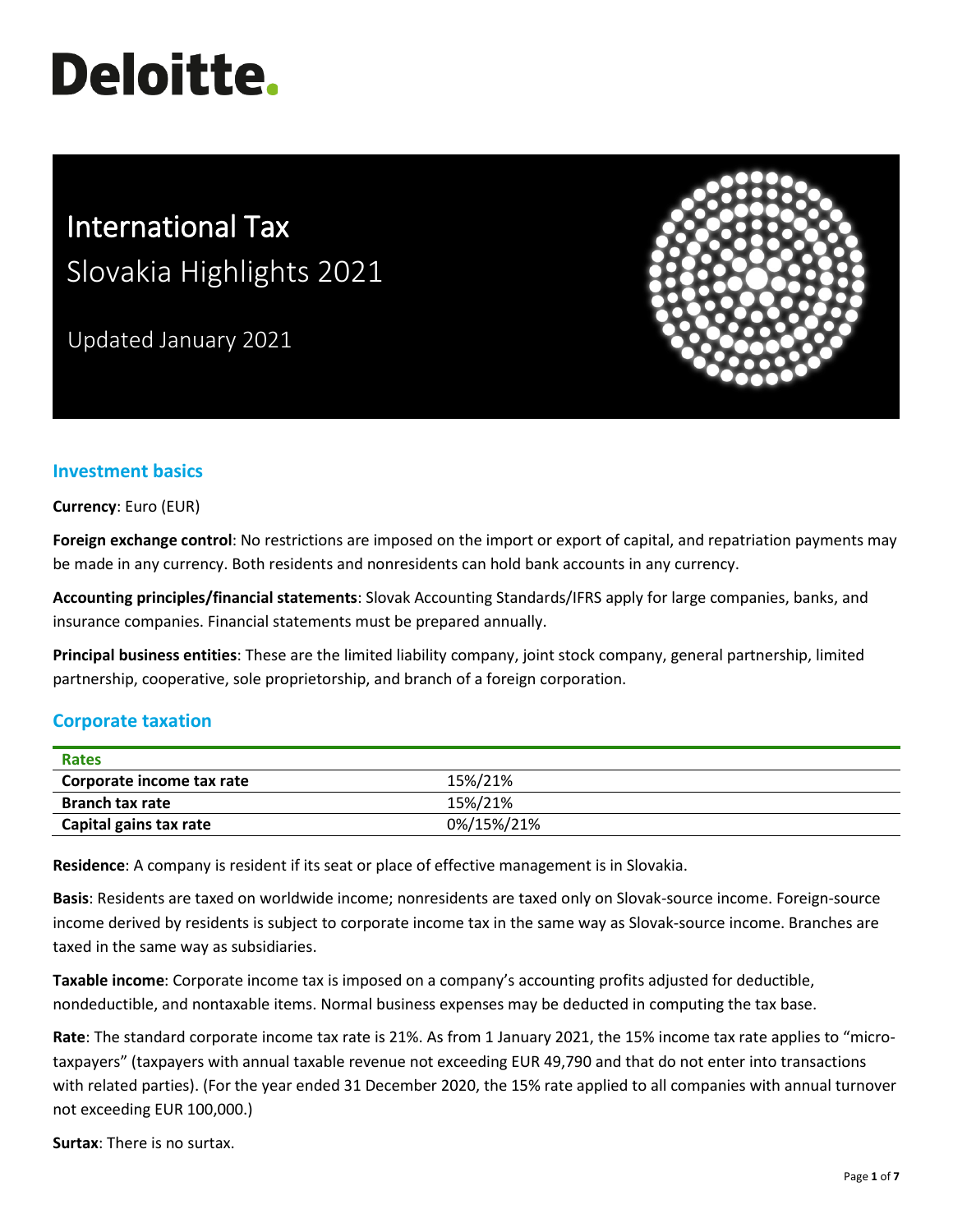# Deloitte.

# International Tax
## Slovakia Highlights 2021

Updated January 2021

## Investment basics

**Currency**: Euro (EUR)

**Foreign exchange control**: No restrictions are imposed on the import or export of capital, and repatriation payments may be made in any currency. Both residents and nonresidents can hold bank accounts in any currency.

**Accounting principles/financial statements**: Slovak Accounting Standards/IFRS apply for large companies, banks, and insurance companies. Financial statements must be prepared annually.

**Principal business entities**: These are the limited liability company, joint stock company, general partnership, limited partnership, cooperative, sole proprietorship, and branch of a foreign corporation.

## Corporate taxation

| Rates | |
|---|---|
| **Corporate income tax rate** | 15%/21% |
| **Branch tax rate** | 15%/21% |
| **Capital gains tax rate** | 0%/15%/21% |

**Residence**: A company is resident if its seat or place of effective management is in Slovakia.

**Basis**: Residents are taxed on worldwide income; nonresidents are taxed only on Slovak-source income. Foreign-source income derived by residents is subject to corporate income tax in the same way as Slovak-source income. Branches are taxed in the same way as subsidiaries.

**Taxable income**: Corporate income tax is imposed on a company's accounting profits adjusted for deductible, nondeductible, and nontaxable items. Normal business expenses may be deducted in computing the tax base.

**Rate**: The standard corporate income tax rate is 21%. As from 1 January 2021, the 15% income tax rate applies to "micro-taxpayers" (taxpayers with annual taxable revenue not exceeding EUR 49,790 and that do not enter into transactions with related parties). (For the year ended 31 December 2020, the 15% rate applied to all companies with annual turnover not exceeding EUR 100,000.)

**Surtax**: There is no surtax.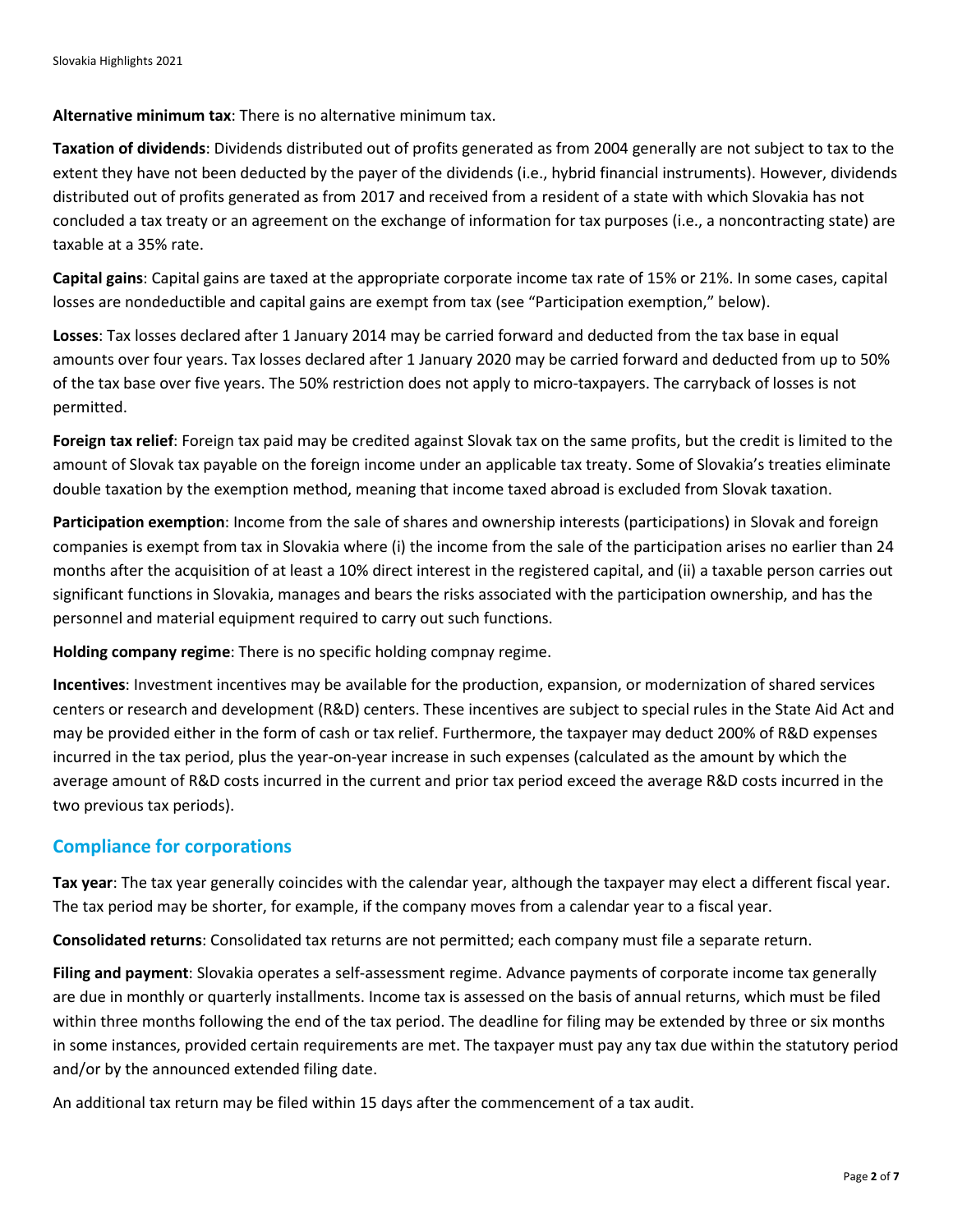**Alternative minimum tax**: There is no alternative minimum tax.

**Taxation of dividends**: Dividends distributed out of profits generated as from 2004 generally are not subject to tax to the extent they have not been deducted by the payer of the dividends (i.e., hybrid financial instruments). However, dividends distributed out of profits generated as from 2017 and received from a resident of a state with which Slovakia has not concluded a tax treaty or an agreement on the exchange of information for tax purposes (i.e., a noncontracting state) are taxable at a 35% rate.

**Capital gains**: Capital gains are taxed at the appropriate corporate income tax rate of 15% or 21%. In some cases, capital losses are nondeductible and capital gains are exempt from tax (see "Participation exemption," below).

**Losses**: Tax losses declared after 1 January 2014 may be carried forward and deducted from the tax base in equal amounts over four years. Tax losses declared after 1 January 2020 may be carried forward and deducted from up to 50% of the tax base over five years. The 50% restriction does not apply to micro-taxpayers. The carryback of losses is not permitted.

**Foreign tax relief**: Foreign tax paid may be credited against Slovak tax on the same profits, but the credit is limited to the amount of Slovak tax payable on the foreign income under an applicable tax treaty. Some of Slovakia's treaties eliminate double taxation by the exemption method, meaning that income taxed abroad is excluded from Slovak taxation.

**Participation exemption**: Income from the sale of shares and ownership interests (participations) in Slovak and foreign companies is exempt from tax in Slovakia where (i) the income from the sale of the participation arises no earlier than 24 months after the acquisition of at least a 10% direct interest in the registered capital, and (ii) a taxable person carries out significant functions in Slovakia, manages and bears the risks associated with the participation ownership, and has the personnel and material equipment required to carry out such functions.

**Holding company regime**: There is no specific holding compnay regime.

**Incentives**: Investment incentives may be available for the production, expansion, or modernization of shared services centers or research and development (R&D) centers. These incentives are subject to special rules in the State Aid Act and may be provided either in the form of cash or tax relief. Furthermore, the taxpayer may deduct 200% of R&D expenses incurred in the tax period, plus the year-on-year increase in such expenses (calculated as the amount by which the average amount of R&D costs incurred in the current and prior tax period exceed the average R&D costs incurred in the two previous tax periods).

## Compliance for corporations

**Tax year**: The tax year generally coincides with the calendar year, although the taxpayer may elect a different fiscal year. The tax period may be shorter, for example, if the company moves from a calendar year to a fiscal year.

**Consolidated returns**: Consolidated tax returns are not permitted; each company must file a separate return.

**Filing and payment**: Slovakia operates a self-assessment regime. Advance payments of corporate income tax generally are due in monthly or quarterly installments. Income tax is assessed on the basis of annual returns, which must be filed within three months following the end of the tax period. The deadline for filing may be extended by three or six months in some instances, provided certain requirements are met. The taxpayer must pay any tax due within the statutory period and/or by the announced extended filing date.

An additional tax return may be filed within 15 days after the commencement of a tax audit.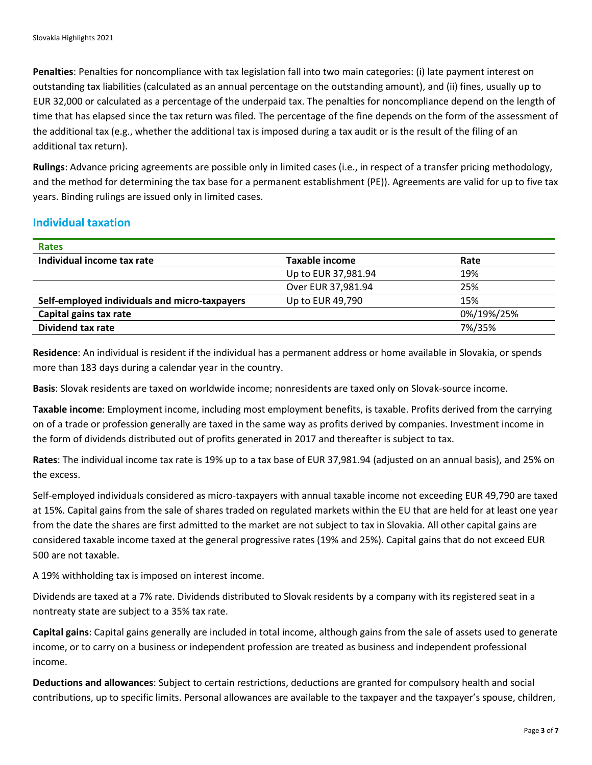**Penalties**: Penalties for noncompliance with tax legislation fall into two main categories: (i) late payment interest on outstanding tax liabilities (calculated as an annual percentage on the outstanding amount), and (ii) fines, usually up to EUR 32,000 or calculated as a percentage of the underpaid tax. The penalties for noncompliance depend on the length of time that has elapsed since the tax return was filed. The percentage of the fine depends on the form of the assessment of the additional tax (e.g., whether the additional tax is imposed during a tax audit or is the result of the filing of an additional tax return).

**Rulings**: Advance pricing agreements are possible only in limited cases (i.e., in respect of a transfer pricing methodology, and the method for determining the tax base for a permanent establishment (PE)). Agreements are valid for up to five tax years. Binding rulings are issued only in limited cases.

## Individual taxation

| **Rates** | | |
|---|---|---|
| **Individual income tax rate** | **Taxable income** | **Rate** |
| | Up to EUR 37,981.94 | 19% |
| | Over EUR 37,981.94 | 25% |
| **Self-employed individuals and micro-taxpayers** | Up to EUR 49,790 | 15% |
| **Capital gains tax rate** | | 0%/19%/25% |
| **Dividend tax rate** | | 7%/35% |

**Residence**: An individual is resident if the individual has a permanent address or home available in Slovakia, or spends more than 183 days during a calendar year in the country.

**Basis**: Slovak residents are taxed on worldwide income; nonresidents are taxed only on Slovak-source income.

**Taxable income**: Employment income, including most employment benefits, is taxable. Profits derived from the carrying on of a trade or profession generally are taxed in the same way as profits derived by companies. Investment income in the form of dividends distributed out of profits generated in 2017 and thereafter is subject to tax.

**Rates**: The individual income tax rate is 19% up to a tax base of EUR 37,981.94 (adjusted on an annual basis), and 25% on the excess.

Self-employed individuals considered as micro-taxpayers with annual taxable income not exceeding EUR 49,790 are taxed at 15%. Capital gains from the sale of shares traded on regulated markets within the EU that are held for at least one year from the date the shares are first admitted to the market are not subject to tax in Slovakia. All other capital gains are considered taxable income taxed at the general progressive rates (19% and 25%). Capital gains that do not exceed EUR 500 are not taxable.

A 19% withholding tax is imposed on interest income.

Dividends are taxed at a 7% rate. Dividends distributed to Slovak residents by a company with its registered seat in a nontreaty state are subject to a 35% tax rate.

**Capital gains**: Capital gains generally are included in total income, although gains from the sale of assets used to generate income, or to carry on a business or independent profession are treated as business and independent professional income.

**Deductions and allowances**: Subject to certain restrictions, deductions are granted for compulsory health and social contributions, up to specific limits. Personal allowances are available to the taxpayer and the taxpayer's spouse, children,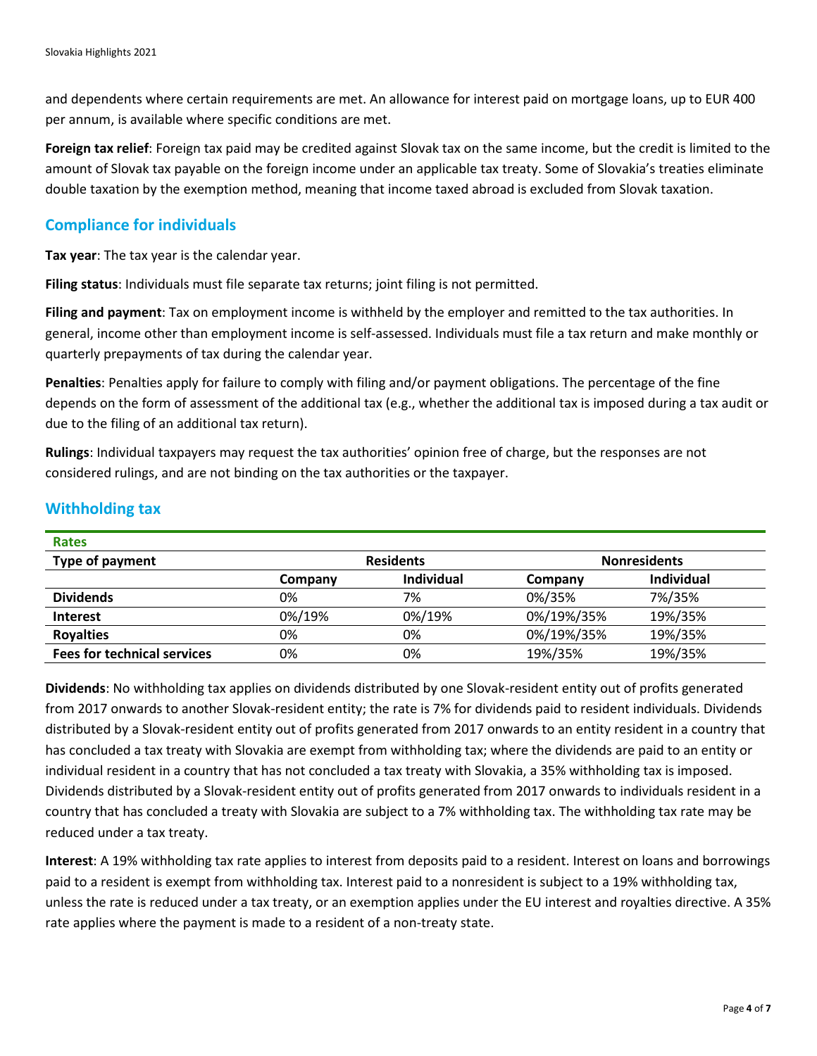and dependents where certain requirements are met. An allowance for interest paid on mortgage loans, up to EUR 400 per annum, is available where specific conditions are met.

**Foreign tax relief**: Foreign tax paid may be credited against Slovak tax on the same income, but the credit is limited to the amount of Slovak tax payable on the foreign income under an applicable tax treaty. Some of Slovakia's treaties eliminate double taxation by the exemption method, meaning that income taxed abroad is excluded from Slovak taxation.

## Compliance for individuals

**Tax year**: The tax year is the calendar year.

**Filing status**: Individuals must file separate tax returns; joint filing is not permitted.

**Filing and payment**: Tax on employment income is withheld by the employer and remitted to the tax authorities. In general, income other than employment income is self-assessed. Individuals must file a tax return and make monthly or quarterly prepayments of tax during the calendar year.

**Penalties**: Penalties apply for failure to comply with filing and/or payment obligations. The percentage of the fine depends on the form of assessment of the additional tax (e.g., whether the additional tax is imposed during a tax audit or due to the filing of an additional tax return).

**Rulings**: Individual taxpayers may request the tax authorities' opinion free of charge, but the responses are not considered rulings, and are not binding on the tax authorities or the taxpayer.

## Withholding tax

**Rates**

| Type of payment | Residents | | Nonresidents | |
|---|---|---|---|---|
| | Company | Individual | Company | Individual |
| **Dividends** | 0% | 7% | 0%/35% | 7%/35% |
| **Interest** | 0%/19% | 0%/19% | 0%/19%/35% | 19%/35% |
| **Royalties** | 0% | 0% | 0%/19%/35% | 19%/35% |
| **Fees for technical services** | 0% | 0% | 19%/35% | 19%/35% |

**Dividends**: No withholding tax applies on dividends distributed by one Slovak-resident entity out of profits generated from 2017 onwards to another Slovak-resident entity; the rate is 7% for dividends paid to resident individuals. Dividends distributed by a Slovak-resident entity out of profits generated from 2017 onwards to an entity resident in a country that has concluded a tax treaty with Slovakia are exempt from withholding tax; where the dividends are paid to an entity or individual resident in a country that has not concluded a tax treaty with Slovakia, a 35% withholding tax is imposed. Dividends distributed by a Slovak-resident entity out of profits generated from 2017 onwards to individuals resident in a country that has concluded a treaty with Slovakia are subject to a 7% withholding tax. The withholding tax rate may be reduced under a tax treaty.

**Interest**: A 19% withholding tax rate applies to interest from deposits paid to a resident. Interest on loans and borrowings paid to a resident is exempt from withholding tax. Interest paid to a nonresident is subject to a 19% withholding tax, unless the rate is reduced under a tax treaty, or an exemption applies under the EU interest and royalties directive. A 35% rate applies where the payment is made to a resident of a non-treaty state.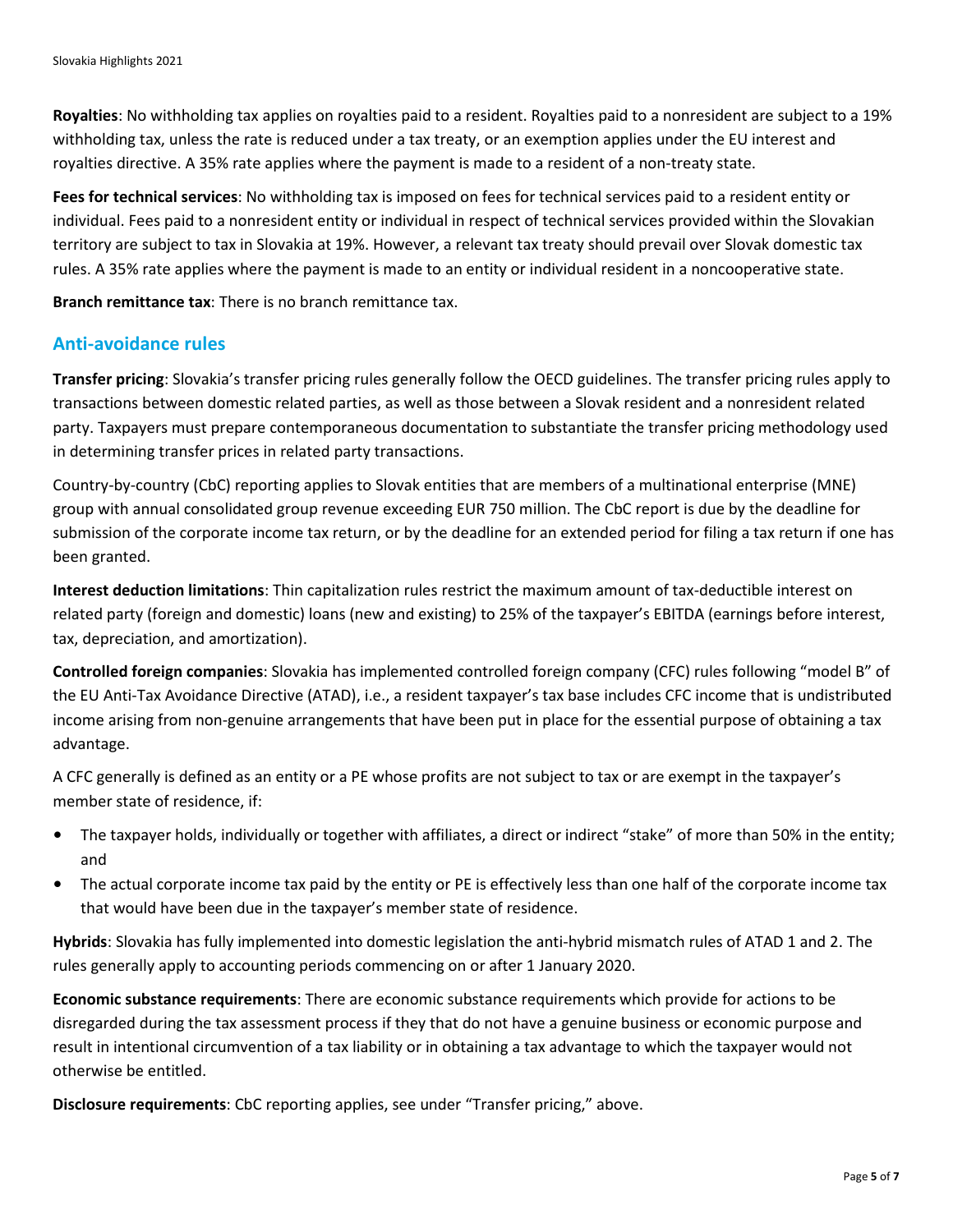**Royalties**: No withholding tax applies on royalties paid to a resident. Royalties paid to a nonresident are subject to a 19% withholding tax, unless the rate is reduced under a tax treaty, or an exemption applies under the EU interest and royalties directive. A 35% rate applies where the payment is made to a resident of a non-treaty state.

**Fees for technical services**: No withholding tax is imposed on fees for technical services paid to a resident entity or individual. Fees paid to a nonresident entity or individual in respect of technical services provided within the Slovakian territory are subject to tax in Slovakia at 19%. However, a relevant tax treaty should prevail over Slovak domestic tax rules. A 35% rate applies where the payment is made to an entity or individual resident in a noncooperative state.

**Branch remittance tax**: There is no branch remittance tax.

## Anti-avoidance rules

**Transfer pricing**: Slovakia's transfer pricing rules generally follow the OECD guidelines. The transfer pricing rules apply to transactions between domestic related parties, as well as those between a Slovak resident and a nonresident related party. Taxpayers must prepare contemporaneous documentation to substantiate the transfer pricing methodology used in determining transfer prices in related party transactions.

Country-by-country (CbC) reporting applies to Slovak entities that are members of a multinational enterprise (MNE) group with annual consolidated group revenue exceeding EUR 750 million. The CbC report is due by the deadline for submission of the corporate income tax return, or by the deadline for an extended period for filing a tax return if one has been granted.

**Interest deduction limitations**: Thin capitalization rules restrict the maximum amount of tax-deductible interest on related party (foreign and domestic) loans (new and existing) to 25% of the taxpayer's EBITDA (earnings before interest, tax, depreciation, and amortization).

**Controlled foreign companies**: Slovakia has implemented controlled foreign company (CFC) rules following "model B" of the EU Anti-Tax Avoidance Directive (ATAD), i.e., a resident taxpayer's tax base includes CFC income that is undistributed income arising from non-genuine arrangements that have been put in place for the essential purpose of obtaining a tax advantage.

A CFC generally is defined as an entity or a PE whose profits are not subject to tax or are exempt in the taxpayer's member state of residence, if:

- The taxpayer holds, individually or together with affiliates, a direct or indirect "stake" of more than 50% in the entity; and
- The actual corporate income tax paid by the entity or PE is effectively less than one half of the corporate income tax that would have been due in the taxpayer's member state of residence.

**Hybrids**: Slovakia has fully implemented into domestic legislation the anti-hybrid mismatch rules of ATAD 1 and 2. The rules generally apply to accounting periods commencing on or after 1 January 2020.

**Economic substance requirements**: There are economic substance requirements which provide for actions to be disregarded during the tax assessment process if they that do not have a genuine business or economic purpose and result in intentional circumvention of a tax liability or in obtaining a tax advantage to which the taxpayer would not otherwise be entitled.

**Disclosure requirements**: CbC reporting applies, see under "Transfer pricing," above.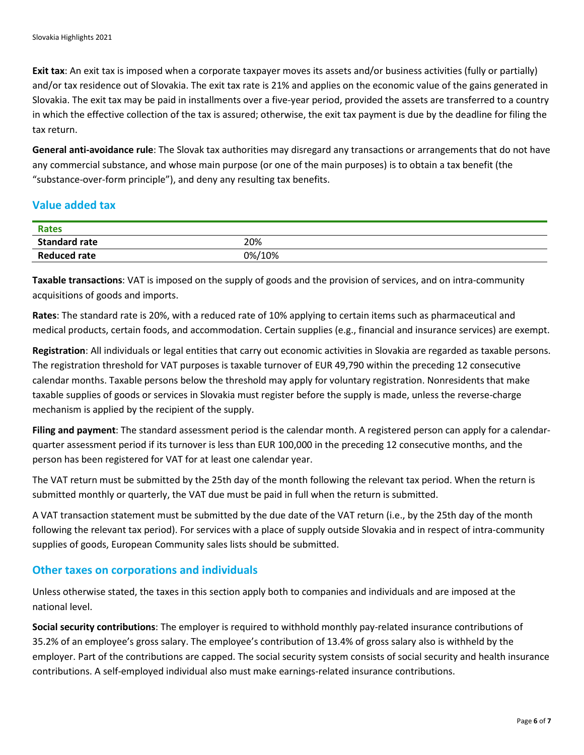**Exit tax**: An exit tax is imposed when a corporate taxpayer moves its assets and/or business activities (fully or partially) and/or tax residence out of Slovakia. The exit tax rate is 21% and applies on the economic value of the gains generated in Slovakia. The exit tax may be paid in installments over a five-year period, provided the assets are transferred to a country in which the effective collection of the tax is assured; otherwise, the exit tax payment is due by the deadline for filing the tax return.

**General anti-avoidance rule**: The Slovak tax authorities may disregard any transactions or arrangements that do not have any commercial substance, and whose main purpose (or one of the main purposes) is to obtain a tax benefit (the "substance-over-form principle"), and deny any resulting tax benefits.

## Value added tax

| Rates | |
|---|---|
| **Standard rate** | 20% |
| **Reduced rate** | 0%/10% |

**Taxable transactions**: VAT is imposed on the supply of goods and the provision of services, and on intra-community acquisitions of goods and imports.

**Rates**: The standard rate is 20%, with a reduced rate of 10% applying to certain items such as pharmaceutical and medical products, certain foods, and accommodation. Certain supplies (e.g., financial and insurance services) are exempt.

**Registration**: All individuals or legal entities that carry out economic activities in Slovakia are regarded as taxable persons. The registration threshold for VAT purposes is taxable turnover of EUR 49,790 within the preceding 12 consecutive calendar months. Taxable persons below the threshold may apply for voluntary registration. Nonresidents that make taxable supplies of goods or services in Slovakia must register before the supply is made, unless the reverse-charge mechanism is applied by the recipient of the supply.

**Filing and payment**: The standard assessment period is the calendar month. A registered person can apply for a calendar-quarter assessment period if its turnover is less than EUR 100,000 in the preceding 12 consecutive months, and the person has been registered for VAT for at least one calendar year.

The VAT return must be submitted by the 25th day of the month following the relevant tax period. When the return is submitted monthly or quarterly, the VAT due must be paid in full when the return is submitted.

A VAT transaction statement must be submitted by the due date of the VAT return (i.e., by the 25th day of the month following the relevant tax period). For services with a place of supply outside Slovakia and in respect of intra-community supplies of goods, European Community sales lists should be submitted.

## Other taxes on corporations and individuals

Unless otherwise stated, the taxes in this section apply both to companies and individuals and are imposed at the national level.

**Social security contributions**: The employer is required to withhold monthly pay-related insurance contributions of 35.2% of an employee's gross salary. The employee's contribution of 13.4% of gross salary also is withheld by the employer. Part of the contributions are capped. The social security system consists of social security and health insurance contributions. A self-employed individual also must make earnings-related insurance contributions.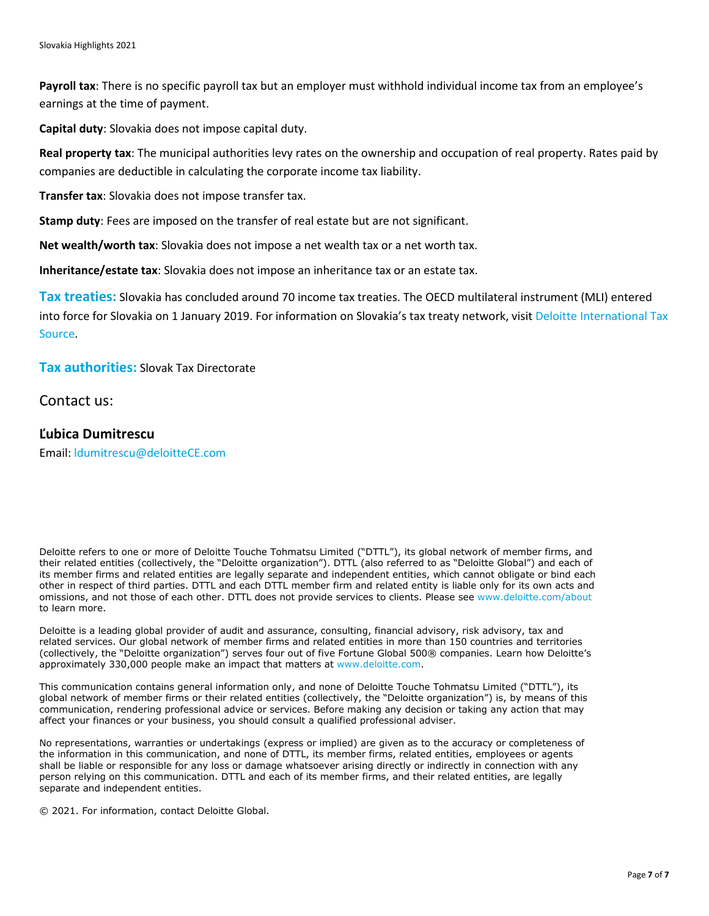**Payroll tax**: There is no specific payroll tax but an employer must withhold individual income tax from an employee's earnings at the time of payment.

**Capital duty**: Slovakia does not impose capital duty.

**Real property tax**: The municipal authorities levy rates on the ownership and occupation of real property. Rates paid by companies are deductible in calculating the corporate income tax liability.

**Transfer tax**: Slovakia does not impose transfer tax.

**Stamp duty**: Fees are imposed on the transfer of real estate but are not significant.

**Net wealth/worth tax**: Slovakia does not impose a net wealth tax or a net worth tax.

**Inheritance/estate tax**: Slovakia does not impose an inheritance tax or an estate tax.

**Tax treaties:** Slovakia has concluded around 70 income tax treaties. The OECD multilateral instrument (MLI) entered into force for Slovakia on 1 January 2019. For information on Slovakia's tax treaty network, visit Deloitte International Tax Source.

**Tax authorities:** Slovak Tax Directorate

## Contact us:

### Ľubica Dumitrescu

Email: ldumitrescu@deloitteCE.com

Deloitte refers to one or more of Deloitte Touche Tohmatsu Limited ("DTTL"), its global network of member firms, and their related entities (collectively, the "Deloitte organization"). DTTL (also referred to as "Deloitte Global") and each of its member firms and related entities are legally separate and independent entities, which cannot obligate or bind each other in respect of third parties. DTTL and each DTTL member firm and related entity is liable only for its own acts and omissions, and not those of each other. DTTL does not provide services to clients. Please see www.deloitte.com/about to learn more.

Deloitte is a leading global provider of audit and assurance, consulting, financial advisory, risk advisory, tax and related services. Our global network of member firms and related entities in more than 150 countries and territories (collectively, the "Deloitte organization") serves four out of five Fortune Global 500® companies. Learn how Deloitte's approximately 330,000 people make an impact that matters at www.deloitte.com.

This communication contains general information only, and none of Deloitte Touche Tohmatsu Limited ("DTTL"), its global network of member firms or their related entities (collectively, the "Deloitte organization") is, by means of this communication, rendering professional advice or services. Before making any decision or taking any action that may affect your finances or your business, you should consult a qualified professional adviser.

No representations, warranties or undertakings (express or implied) are given as to the accuracy or completeness of the information in this communication, and none of DTTL, its member firms, related entities, employees or agents shall be liable or responsible for any loss or damage whatsoever arising directly or indirectly in connection with any person relying on this communication. DTTL and each of its member firms, and their related entities, are legally separate and independent entities.

© 2021. For information, contact Deloitte Global.